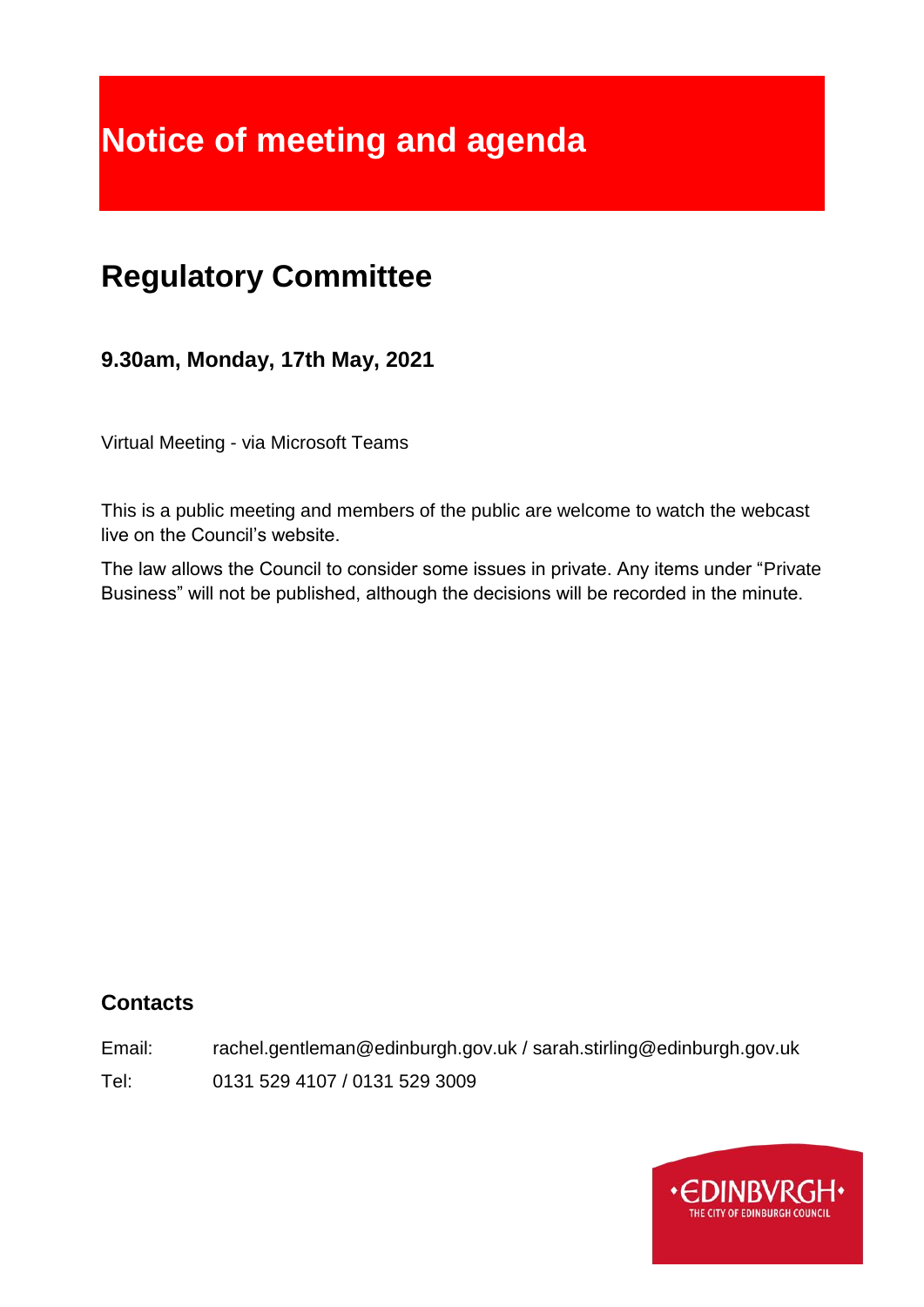# Notice of meeting and agenda

## Regulatory Committee

**9.30am, Monday, 17th May, 2021**

Virtual Meeting - via Microsoft Teams

This is a public meeting and members of the public are welcome to watch the webcast live on the Council's website.

The law allows the Council to consider some issues in private. Any items under "Private Business" will not be published, although the decisions will be recorded in the minute.

### Contacts

Email: rachel.gentleman@edinburgh.gov.uk / sarah.stirling@edinburgh.gov.uk

Tel: 0131 529 4107 / 0131 529 3009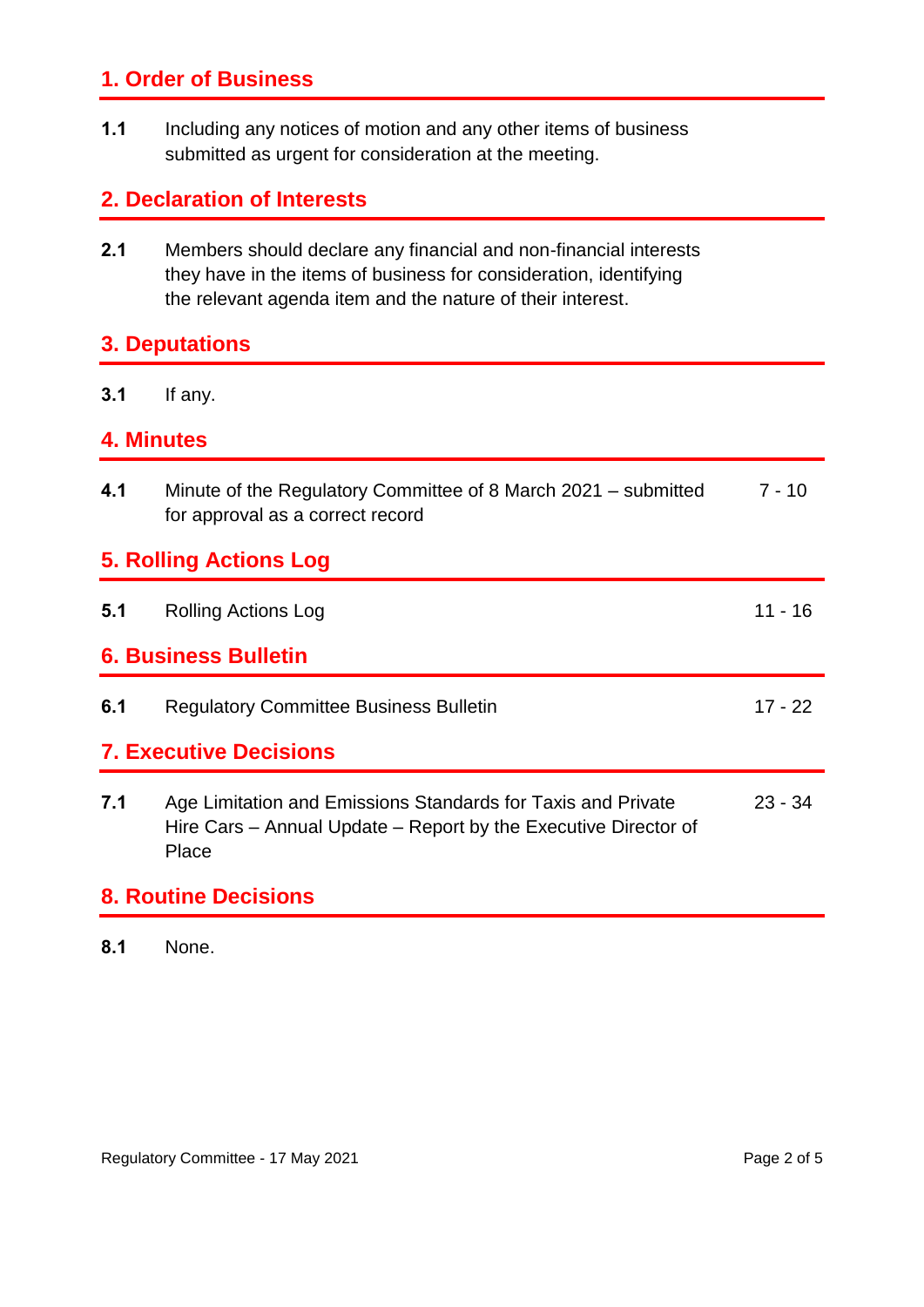## 1. Order of Business

| | | |
|---|---|---|
| **1.1** | Including any notices of motion and any other items of business submitted as urgent for consideration at the meeting. | |

## 2. Declaration of Interests

| | | |
|---|---|---|
| **2.1** | Members should declare any financial and non-financial interests they have in the items of business for consideration, identifying the relevant agenda item and the nature of their interest. | |

## 3. Deputations

| | | |
|---|---|---|
| **3.1** | If any. | |

## 4. Minutes

| | | |
|---|---|---|
| **4.1** | Minute of the Regulatory Committee of 8 March 2021 – submitted for approval as a correct record | 7 - 10 |

## 5. Rolling Actions Log

| | | |
|---|---|---|
| **5.1** | Rolling Actions Log | 11 - 16 |

## 6. Business Bulletin

| | | |
|---|---|---|
| **6.1** | Regulatory Committee Business Bulletin | 17 - 22 |

## 7. Executive Decisions

| | | |
|---|---|---|
| **7.1** | Age Limitation and Emissions Standards for Taxis and Private Hire Cars – Annual Update – Report by the Executive Director of Place | 23 - 34 |

## 8. Routine Decisions

| | | |
|---|---|---|
| **8.1** | None. | |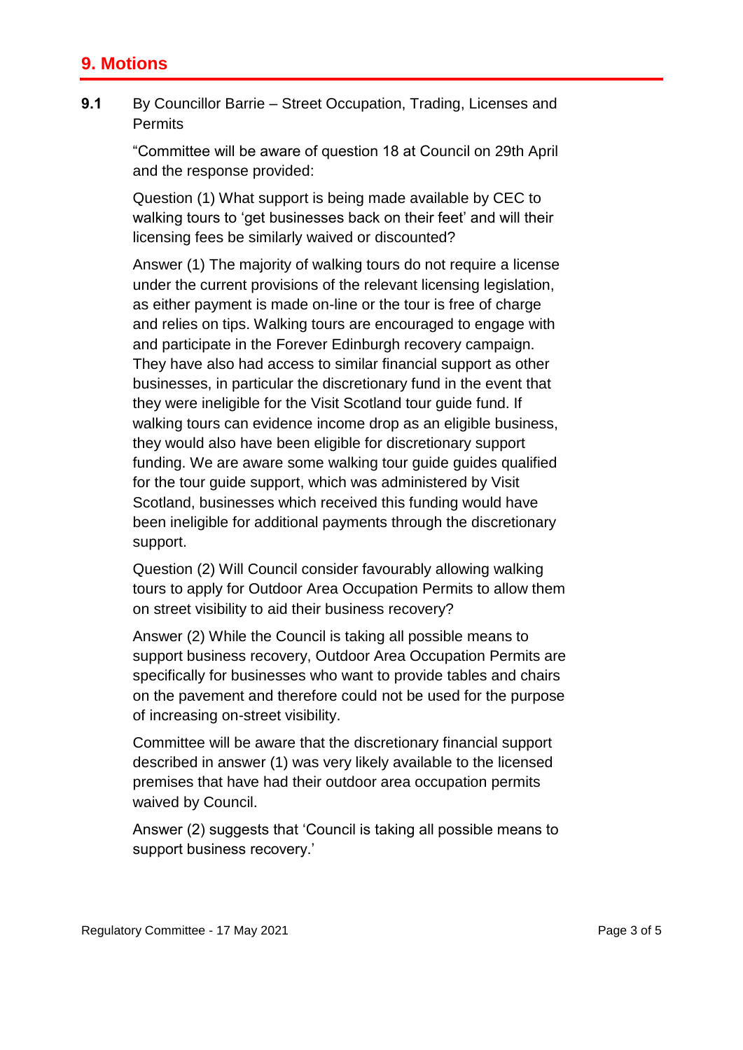## 9. Motions

**9.1** By Councillor Barrie – Street Occupation, Trading, Licenses and Permits

"Committee will be aware of question 18 at Council on 29th April and the response provided:

Question (1) What support is being made available by CEC to walking tours to 'get businesses back on their feet' and will their licensing fees be similarly waived or discounted?

Answer (1) The majority of walking tours do not require a license under the current provisions of the relevant licensing legislation, as either payment is made on-line or the tour is free of charge and relies on tips. Walking tours are encouraged to engage with and participate in the Forever Edinburgh recovery campaign. They have also had access to similar financial support as other businesses, in particular the discretionary fund in the event that they were ineligible for the Visit Scotland tour guide fund. If walking tours can evidence income drop as an eligible business, they would also have been eligible for discretionary support funding. We are aware some walking tour guide guides qualified for the tour guide support, which was administered by Visit Scotland, businesses which received this funding would have been ineligible for additional payments through the discretionary support.

Question (2) Will Council consider favourably allowing walking tours to apply for Outdoor Area Occupation Permits to allow them on street visibility to aid their business recovery?

Answer (2) While the Council is taking all possible means to support business recovery, Outdoor Area Occupation Permits are specifically for businesses who want to provide tables and chairs on the pavement and therefore could not be used for the purpose of increasing on-street visibility.

Committee will be aware that the discretionary financial support described in answer (1) was very likely available to the licensed premises that have had their outdoor area occupation permits waived by Council.

Answer (2) suggests that 'Council is taking all possible means to support business recovery.'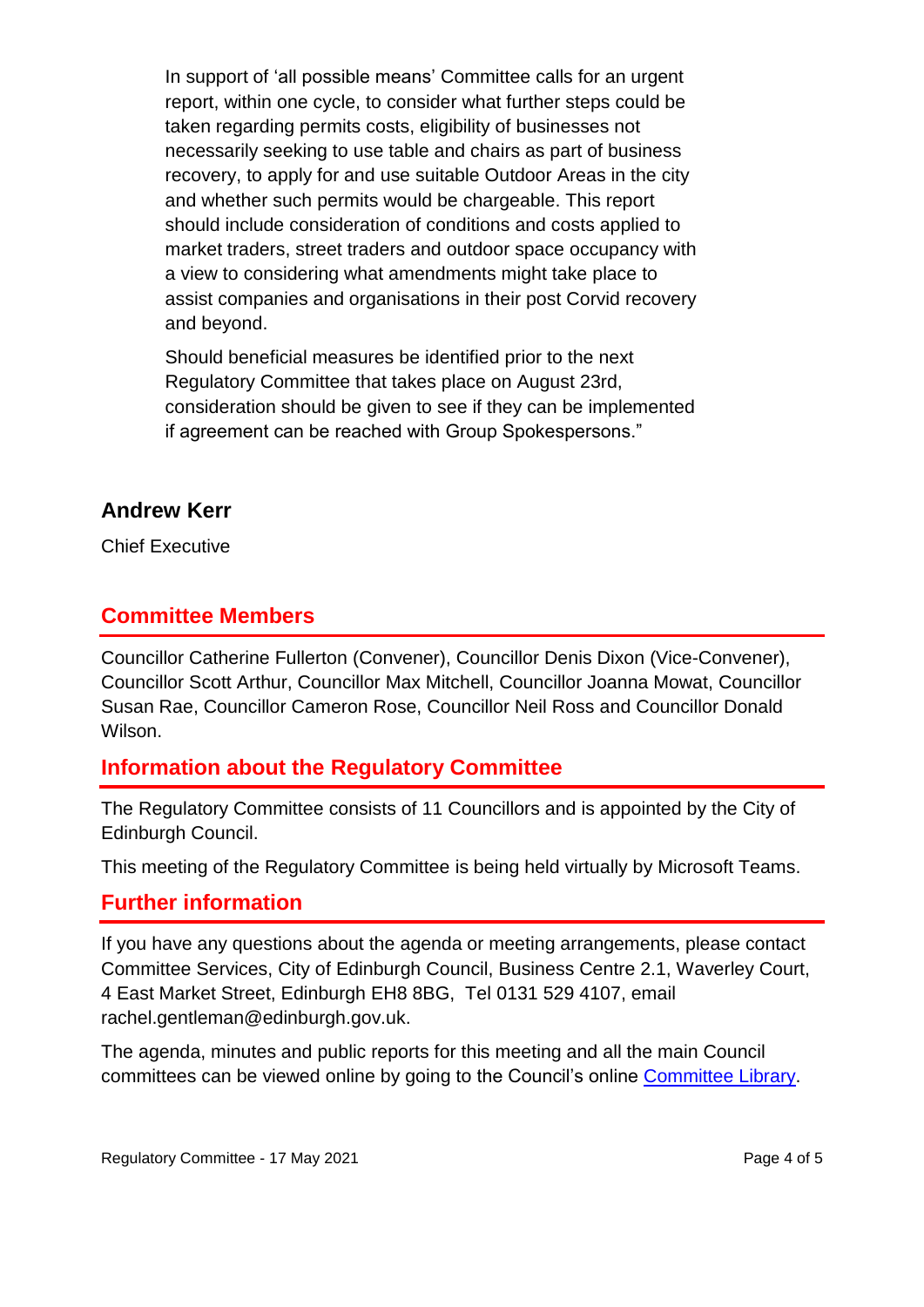In support of 'all possible means' Committee calls for an urgent report, within one cycle, to consider what further steps could be taken regarding permits costs, eligibility of businesses not necessarily seeking to use table and chairs as part of business recovery, to apply for and use suitable Outdoor Areas in the city and whether such permits would be chargeable. This report should include consideration of conditions and costs applied to market traders, street traders and outdoor space occupancy with a view to considering what amendments might take place to assist companies and organisations in their post Corvid recovery and beyond.

Should beneficial measures be identified prior to the next Regulatory Committee that takes place on August 23rd, consideration should be given to see if they can be implemented if agreement can be reached with Group Spokespersons."

**Andrew Kerr**

Chief Executive

## Committee Members

Councillor Catherine Fullerton (Convener), Councillor Denis Dixon (Vice-Convener), Councillor Scott Arthur, Councillor Max Mitchell, Councillor Joanna Mowat, Councillor Susan Rae, Councillor Cameron Rose, Councillor Neil Ross and Councillor Donald Wilson.

## Information about the Regulatory Committee

The Regulatory Committee consists of 11 Councillors and is appointed by the City of Edinburgh Council.

This meeting of the Regulatory Committee is being held virtually by Microsoft Teams.

## Further information

If you have any questions about the agenda or meeting arrangements, please contact Committee Services, City of Edinburgh Council, Business Centre 2.1, Waverley Court, 4 East Market Street, Edinburgh EH8 8BG, Tel 0131 529 4107, email rachel.gentleman@edinburgh.gov.uk.

The agenda, minutes and public reports for this meeting and all the main Council committees can be viewed online by going to the Council's online Committee Library.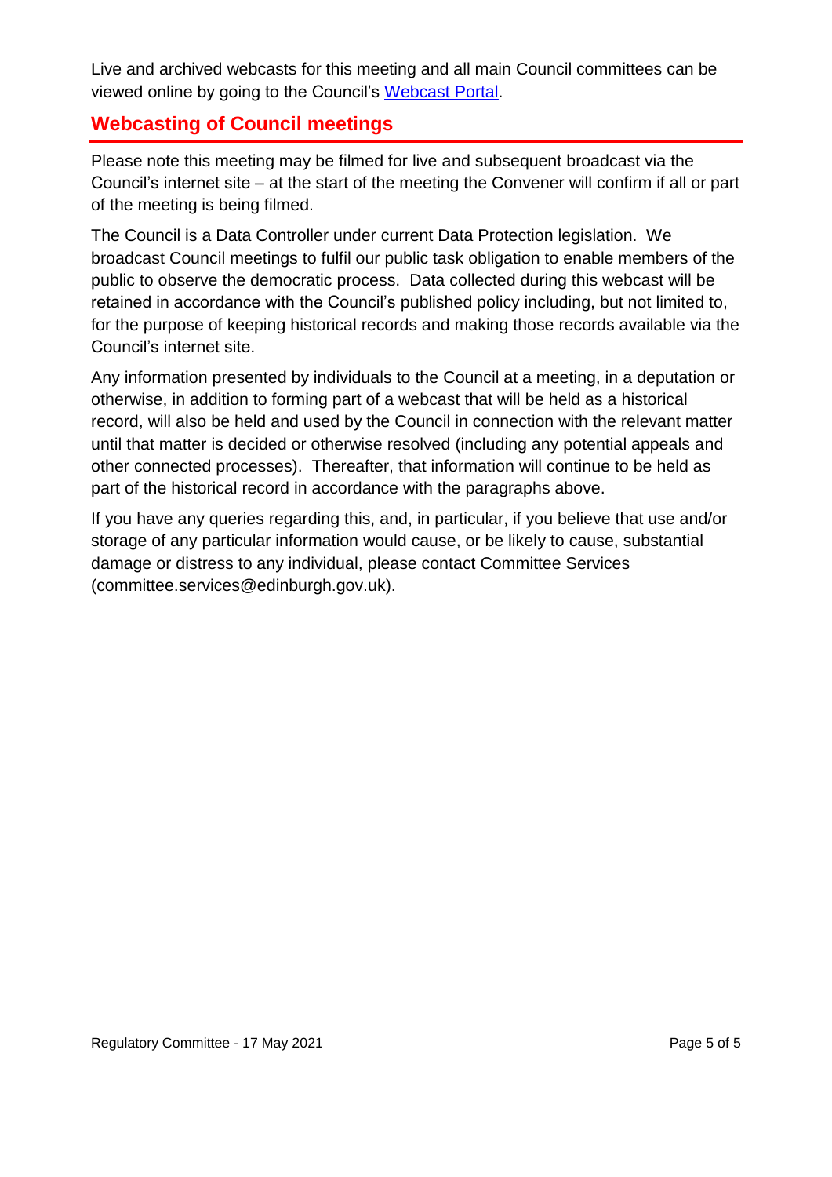Live and archived webcasts for this meeting and all main Council committees can be viewed online by going to the Council's [Webcast Portal](Webcast Portal).

## Webcasting of Council meetings

Please note this meeting may be filmed for live and subsequent broadcast via the Council's internet site – at the start of the meeting the Convener will confirm if all or part of the meeting is being filmed.

The Council is a Data Controller under current Data Protection legislation. We broadcast Council meetings to fulfil our public task obligation to enable members of the public to observe the democratic process. Data collected during this webcast will be retained in accordance with the Council's published policy including, but not limited to, for the purpose of keeping historical records and making those records available via the Council's internet site.

Any information presented by individuals to the Council at a meeting, in a deputation or otherwise, in addition to forming part of a webcast that will be held as a historical record, will also be held and used by the Council in connection with the relevant matter until that matter is decided or otherwise resolved (including any potential appeals and other connected processes). Thereafter, that information will continue to be held as part of the historical record in accordance with the paragraphs above.

If you have any queries regarding this, and, in particular, if you believe that use and/or storage of any particular information would cause, or be likely to cause, substantial damage or distress to any individual, please contact Committee Services (committee.services@edinburgh.gov.uk).